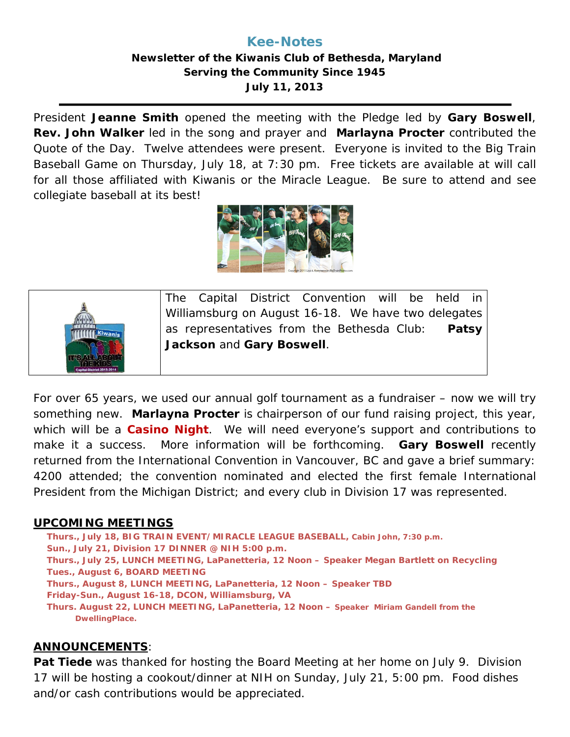# Kee-Notes

**Newsletter of the Kiwanis Club of Bethesda, Maryland**
**Serving the Community Since 1945**
**July 11, 2013**

---

President **Jeanne Smith** opened the meeting with the Pledge led by **Gary Boswell**, **Rev. John Walker** led in the song and prayer and **Marlayna Procter** contributed the Quote of the Day. Twelve attendees were present. Everyone is invited to the Big Train Baseball Game on Thursday, July 18, at 7:30 pm. Free tickets are available at will call for all those affiliated with Kiwanis or the Miracle League. Be sure to attend and see collegiate baseball at its best!

The Capital District Convention will be held in Williamsburg on August 16-18. We have two delegates as representatives from the Bethesda Club: **Patsy Jackson** and **Gary Boswell**.

For over 65 years, we used our annual golf tournament as a fundraiser – now we will try something new. **Marlayna Procter** is chairperson of our fund raising project, this year, which will be a **Casino Night**. We will need everyone's support and contributions to make it a success. More information will be forthcoming. **Gary Boswell** recently returned from the International Convention in Vancouver, BC and gave a brief summary: 4200 attended; the convention nominated and elected the first female International President from the Michigan District; and every club in Division 17 was represented.

## UPCOMING MEETINGS

**Thurs., July 18, BIG TRAIN EVENT/MIRACLE LEAGUE BASEBALL, Cabin John, 7:30 p.m.**
**Sun., July 21, Division 17 DINNER @ NIH 5:00 p.m.**
**Thurs., July 25, LUNCH MEETING, LaPanetteria, 12 Noon – Speaker Megan Bartlett on Recycling**
**Tues., August 6, BOARD MEETING**
**Thurs., August 8, LUNCH MEETING, LaPanetteria, 12 Noon – Speaker TBD**
**Friday-Sun., August 16-18, DCON, Williamsburg, VA**
**Thurs. August 22, LUNCH MEETING, LaPanetteria, 12 Noon – Speaker Miriam Gandell from the DwellingPlace.**

## ANNOUNCEMENTS:

**Pat Tiede** was thanked for hosting the Board Meeting at her home on July 9. Division 17 will be hosting a cookout/dinner at NIH on Sunday, July 21, 5:00 pm. Food dishes and/or cash contributions would be appreciated.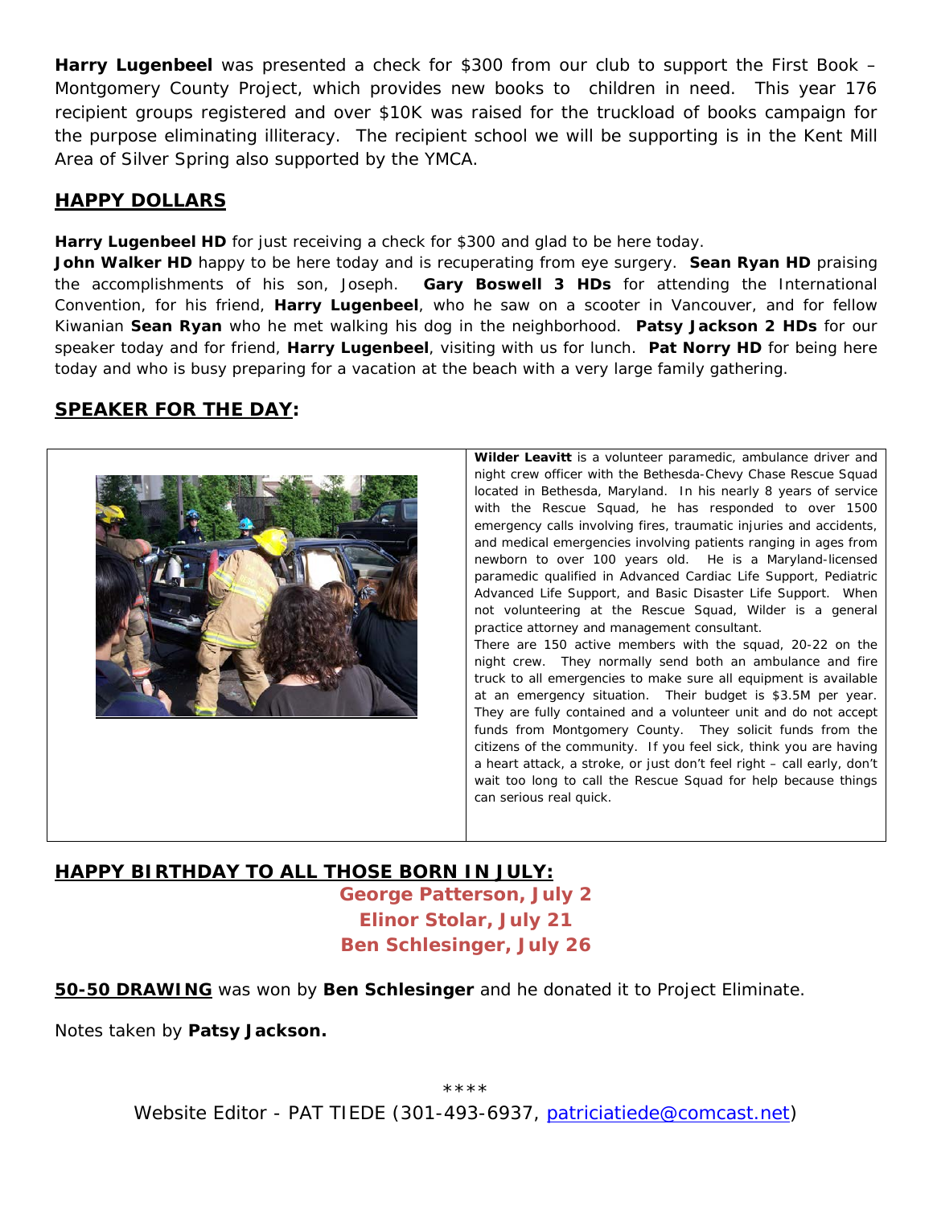**Harry Lugenbeel** was presented a check for $300 from our club to support the First Book – Montgomery County Project, which provides new books to children in need. This year 176 recipient groups registered and over $10K was raised for the truckload of books campaign for the purpose eliminating illiteracy. The recipient school we will be supporting is in the Kent Mill Area of Silver Spring also supported by the YMCA.

## HAPPY DOLLARS

**Harry Lugenbeel HD** for just receiving a check for $300 and glad to be here today.
**John Walker HD** happy to be here today and is recuperating from eye surgery. **Sean Ryan HD** praising the accomplishments of his son, Joseph. **Gary Boswell 3 HDs** for attending the International Convention, for his friend, **Harry Lugenbeel**, who he saw on a scooter in Vancouver, and for fellow Kiwanian **Sean Ryan** who he met walking his dog in the neighborhood. **Patsy Jackson 2 HDs** for our speaker today and for friend, **Harry Lugenbeel**, visiting with us for lunch. **Pat Norry HD** for being here today and who is busy preparing for a vacation at the beach with a very large family gathering.

## SPEAKER FOR THE DAY:

**Wilder Leavitt** is a volunteer paramedic, ambulance driver and night crew officer with the Bethesda-Chevy Chase Rescue Squad located in Bethesda, Maryland. In his nearly 8 years of service with the Rescue Squad, he has responded to over 1500 emergency calls involving fires, traumatic injuries and accidents, and medical emergencies involving patients ranging in ages from newborn to over 100 years old. He is a Maryland-licensed paramedic qualified in Advanced Cardiac Life Support, Pediatric Advanced Life Support, and Basic Disaster Life Support. When not volunteering at the Rescue Squad, Wilder is a general practice attorney and management consultant.

There are 150 active members with the squad, 20-22 on the night crew. They normally send both an ambulance and fire truck to all emergencies to make sure all equipment is available at an emergency situation. Their budget is $3.5M per year. They are fully contained and a volunteer unit and do not accept funds from Montgomery County. They solicit funds from the citizens of the community. If you feel sick, think you are having a heart attack, a stroke, or just don't feel right – call early, don't wait too long to call the Rescue Squad for help because things can serious real quick.

## HAPPY BIRTHDAY TO ALL THOSE BORN IN JULY:

**George Patterson, July 2**
**Elinor Stolar, July 21**
**Ben Schlesinger, July 26**

**50-50 DRAWING** was won by **Ben Schlesinger** and he donated it to Project Eliminate.

Notes taken by **Patsy Jackson.**

****

Website Editor - PAT TIEDE (301-493-6937, patriciatiede@comcast.net)